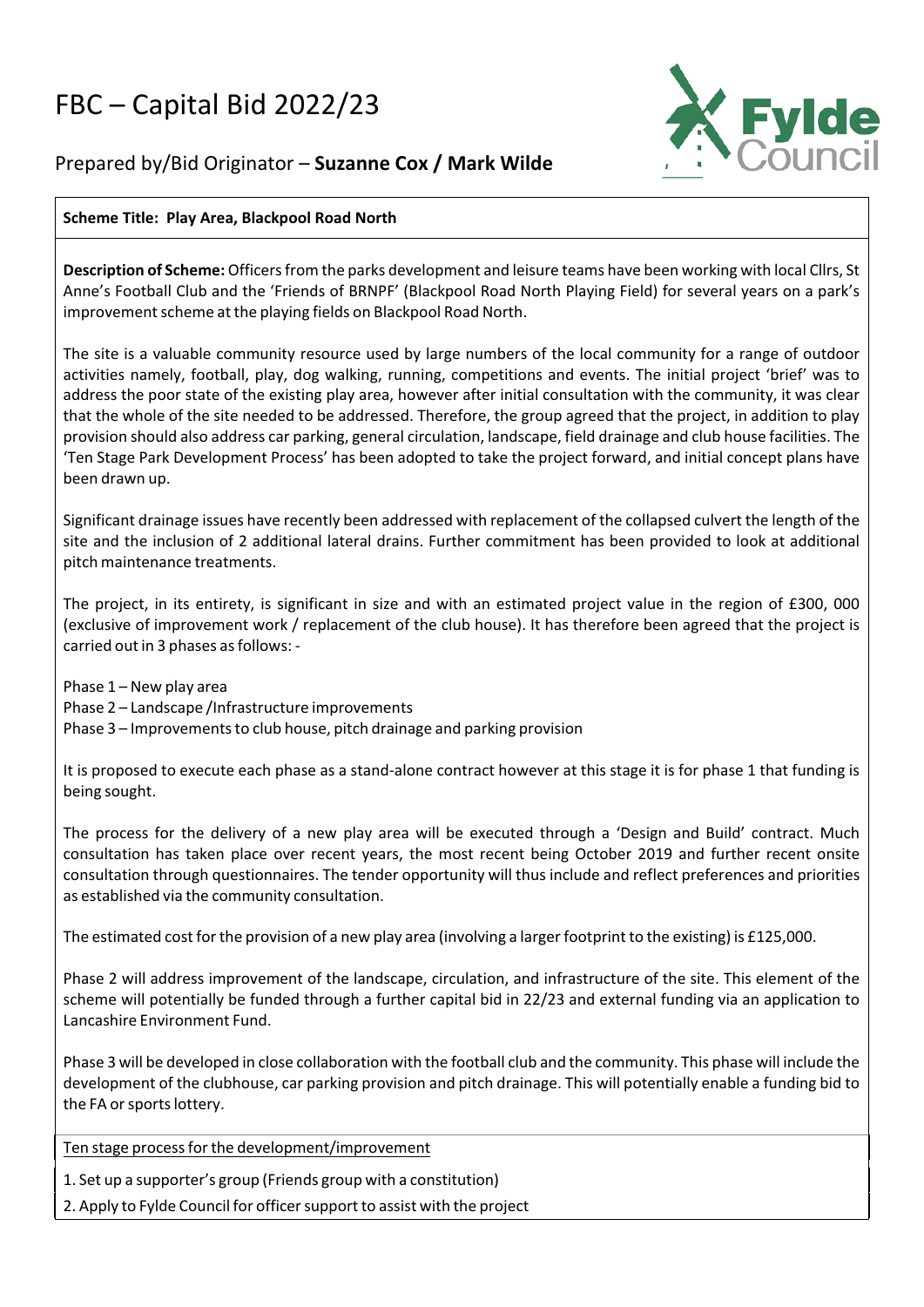# FBC – Capital Bid 2022/23

Prepared by/Bid Originator – **Suzanne Cox / Mark Wilde**

**Scheme Title: Play Area, Blackpool Road North**

**Description of Scheme:** Officers from the parks development and leisure teams have been working with local Cllrs, St Anne's Football Club and the 'Friends of BRNPF' (Blackpool Road North Playing Field) for several years on a park's improvement scheme at the playing fields on Blackpool Road North.

The site is a valuable community resource used by large numbers of the local community for a range of outdoor activities namely, football, play, dog walking, running, competitions and events. The initial project 'brief' was to address the poor state of the existing play area, however after initial consultation with the community, it was clear that the whole of the site needed to be addressed. Therefore, the group agreed that the project, in addition to play provision should also address car parking, general circulation, landscape, field drainage and club house facilities. The 'Ten Stage Park Development Process' has been adopted to take the project forward, and initial concept plans have been drawn up.

Significant drainage issues have recently been addressed with replacement of the collapsed culvert the length of the site and the inclusion of 2 additional lateral drains. Further commitment has been provided to look at additional pitch maintenance treatments.

The project, in its entirety, is significant in size and with an estimated project value in the region of £300, 000 (exclusive of improvement work / replacement of the club house). It has therefore been agreed that the project is carried out in 3 phases as follows: -

Phase 1 – New play area
Phase 2 – Landscape /Infrastructure improvements
Phase 3 – Improvements to club house, pitch drainage and parking provision

It is proposed to execute each phase as a stand-alone contract however at this stage it is for phase 1 that funding is being sought.

The process for the delivery of a new play area will be executed through a 'Design and Build' contract. Much consultation has taken place over recent years, the most recent being October 2019 and further recent onsite consultation through questionnaires. The tender opportunity will thus include and reflect preferences and priorities as established via the community consultation.

The estimated cost for the provision of a new play area (involving a larger footprint to the existing) is £125,000.

Phase 2 will address improvement of the landscape, circulation, and infrastructure of the site. This element of the scheme will potentially be funded through a further capital bid in 22/23 and external funding via an application to Lancashire Environment Fund.

Phase 3 will be developed in close collaboration with the football club and the community. This phase will include the development of the clubhouse, car parking provision and pitch drainage. This will potentially enable a funding bid to the FA or sports lottery.

Ten stage process for the development/improvement

1. Set up a supporter's group (Friends group with a constitution)
2. Apply to Fylde Council for officer support to assist with the project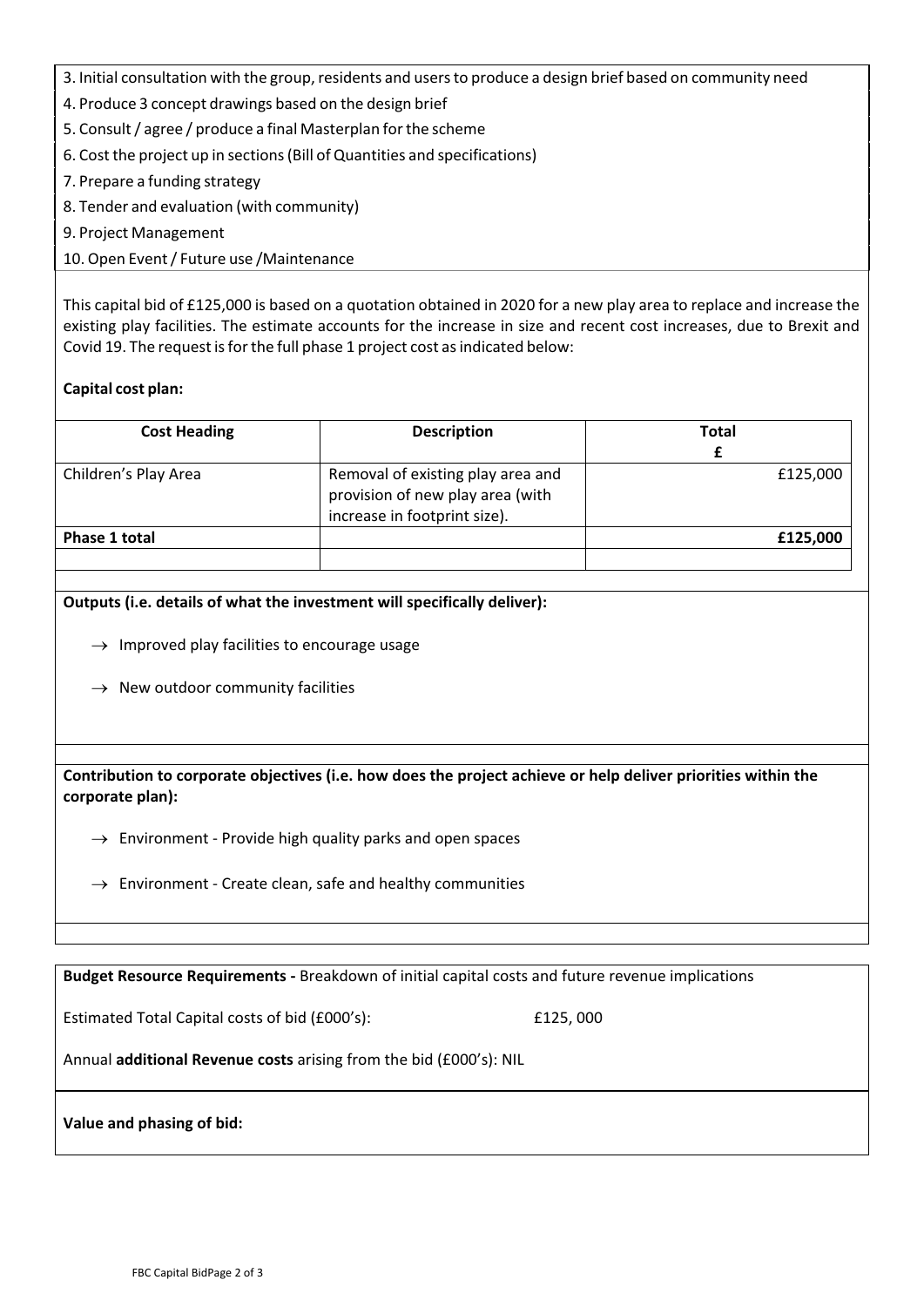3. Initial consultation with the group, residents and users to produce a design brief based on community need
4. Produce 3 concept drawings based on the design brief
5. Consult / agree / produce a final Masterplan for the scheme
6. Cost the project up in sections (Bill of Quantities and specifications)
7. Prepare a funding strategy
8. Tender and evaluation (with community)
9. Project Management
10. Open Event / Future use /Maintenance

This capital bid of £125,000 is based on a quotation obtained in 2020 for a new play area to replace and increase the existing play facilities. The estimate accounts for the increase in size and recent cost increases, due to Brexit and Covid 19. The request is for the full phase 1 project cost as indicated below:

**Capital cost plan:**

| Cost Heading | Description | Total £ |
|---|---|---|
| Children's Play Area | Removal of existing play area and provision of new play area (with increase in footprint size). | £125,000 |
| **Phase 1 total** | | **£125,000** |
| | | |

**Outputs (i.e. details of what the investment will specifically deliver):**

→ Improved play facilities to encourage usage

→ New outdoor community facilities

**Contribution to corporate objectives (i.e. how does the project achieve or help deliver priorities within the corporate plan):**

→ Environment - Provide high quality parks and open spaces

→ Environment - Create clean, safe and healthy communities

**Budget Resource Requirements -** Breakdown of initial capital costs and future revenue implications

Estimated Total Capital costs of bid (£000's): £125, 000

Annual **additional Revenue costs** arising from the bid (£000's): NIL

**Value and phasing of bid:**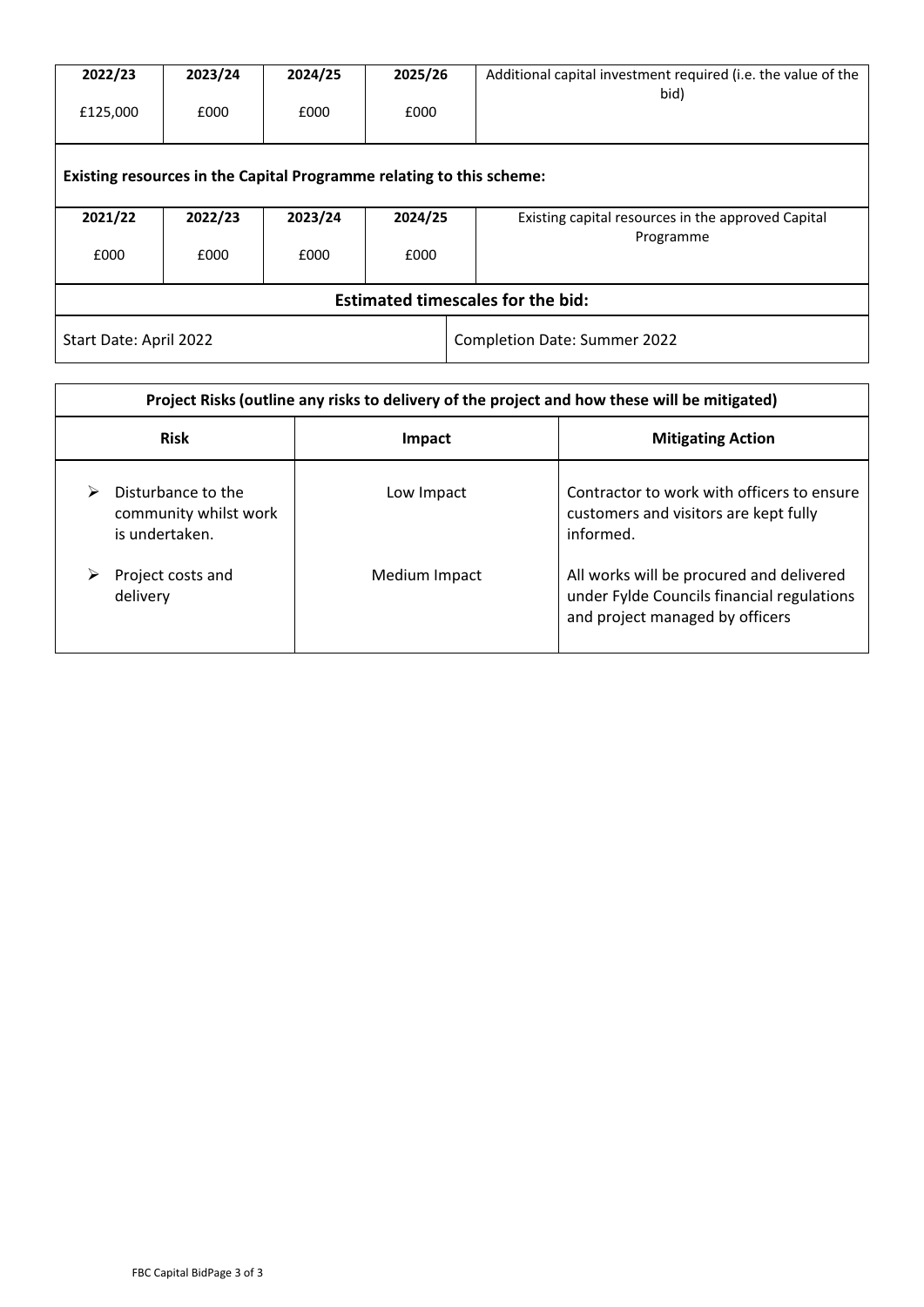| 2022/23 | 2023/24 | 2024/25 | 2025/26 | Additional capital investment required (i.e. the value of the bid) |
|---|---|---|---|---|
| £125,000 | £000 | £000 | £000 | |

**Existing resources in the Capital Programme relating to this scheme:**

| 2021/22 | 2022/23 | 2023/24 | 2024/25 | Existing capital resources in the approved Capital Programme |
|---|---|---|---|---|
| £000 | £000 | £000 | £000 | |

**Estimated timescales for the bid:**

| | |
|---|---|
| Start Date: April 2022 | Completion Date: Summer 2022 |

**Project Risks (outline any risks to delivery of the project and how these will be mitigated)**

| Risk | Impact | Mitigating Action |
|---|---|---|
| ➢ Disturbance to the community whilst work is undertaken. | Low Impact | Contractor to work with officers to ensure customers and visitors are kept fully informed. |
| ➢ Project costs and delivery | Medium Impact | All works will be procured and delivered under Fylde Councils financial regulations and project managed by officers |